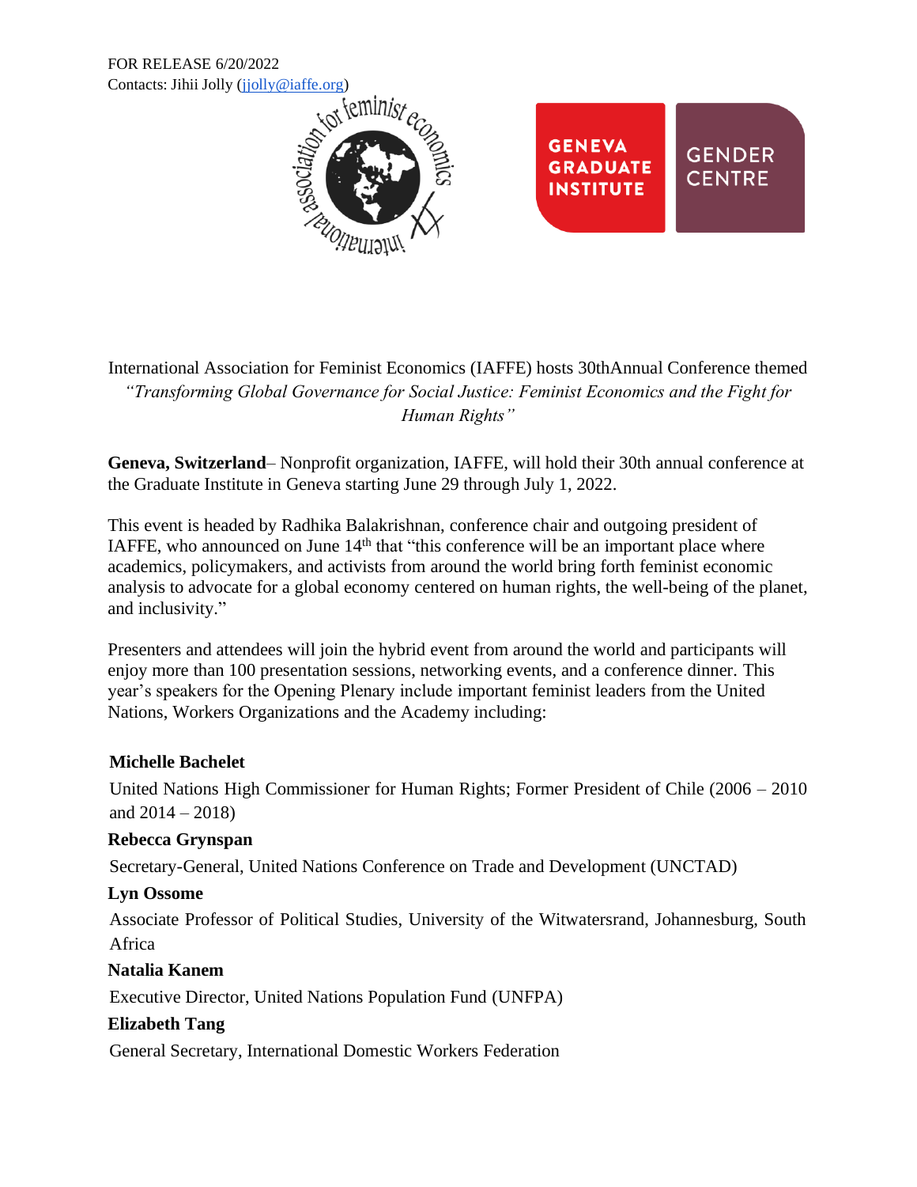FOR RELEASE 6/20/2022
Contacts: Jihii Jolly (jjolly@iaffe.org)

International Association for Feminist Economics (IAFFE) hosts 30thAnnual Conference themed *"Transforming Global Governance for Social Justice: Feminist Economics and the Fight for Human Rights"*

**Geneva, Switzerland**– Nonprofit organization, IAFFE, will hold their 30th annual conference at the Graduate Institute in Geneva starting June 29 through July 1, 2022.

This event is headed by Radhika Balakrishnan, conference chair and outgoing president of IAFFE, who announced on June 14th that "this conference will be an important place where academics, policymakers, and activists from around the world bring forth feminist economic analysis to advocate for a global economy centered on human rights, the well-being of the planet, and inclusivity."

Presenters and attendees will join the hybrid event from around the world and participants will enjoy more than 100 presentation sessions, networking events, and a conference dinner. This year's speakers for the Opening Plenary include important feminist leaders from the United Nations, Workers Organizations and the Academy including:

**Michelle Bachelet**

United Nations High Commissioner for Human Rights; Former President of Chile (2006 – 2010 and 2014 – 2018)

**Rebecca Grynspan**

Secretary-General, United Nations Conference on Trade and Development (UNCTAD)

**Lyn Ossome**

Associate Professor of Political Studies, University of the Witwatersrand, Johannesburg, South Africa

**Natalia Kanem**

Executive Director, United Nations Population Fund (UNFPA)

**Elizabeth Tang**

General Secretary, International Domestic Workers Federation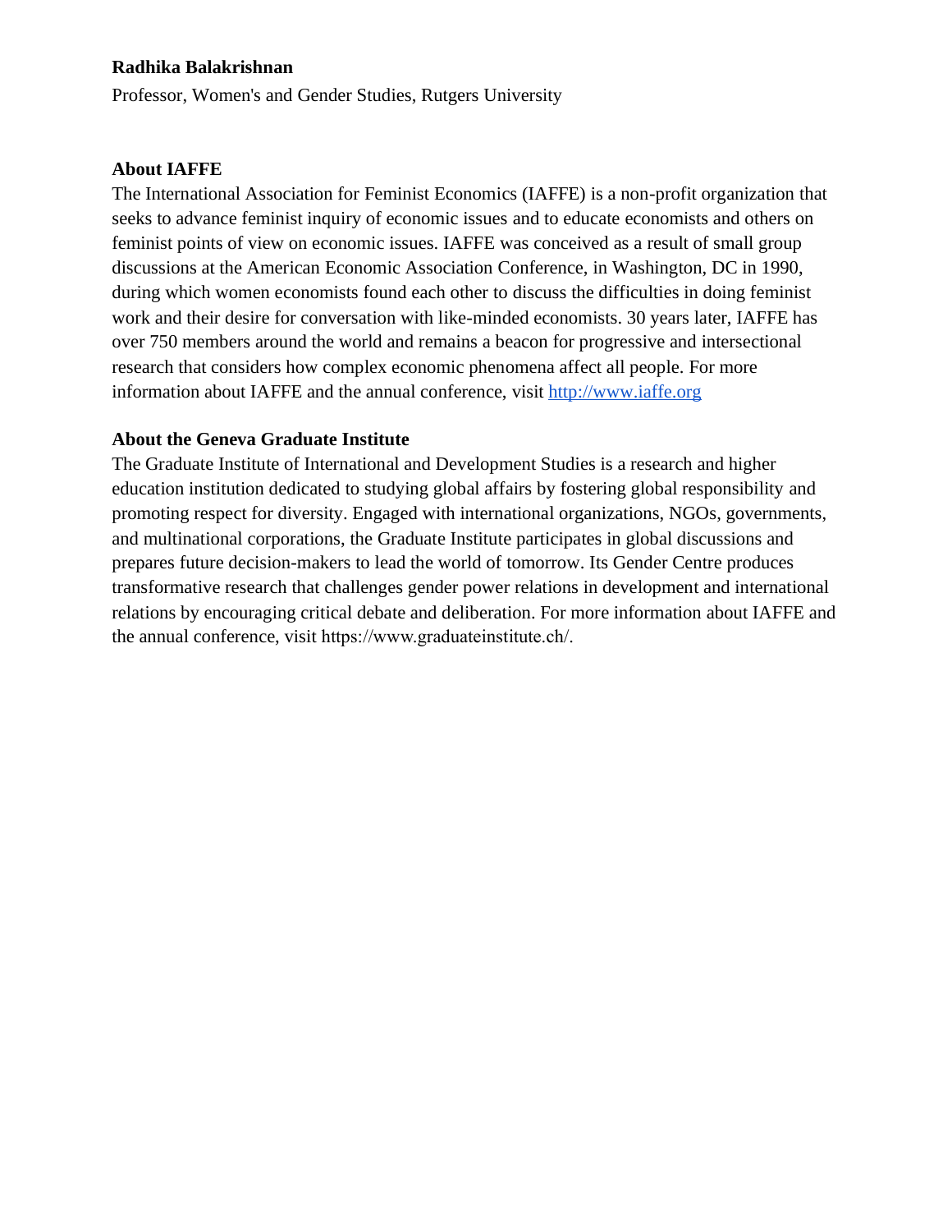**Radhika Balakrishnan**

Professor, Women's and Gender Studies, Rutgers University

**About IAFFE**

The International Association for Feminist Economics (IAFFE) is a non-profit organization that seeks to advance feminist inquiry of economic issues and to educate economists and others on feminist points of view on economic issues. IAFFE was conceived as a result of small group discussions at the American Economic Association Conference, in Washington, DC in 1990, during which women economists found each other to discuss the difficulties in doing feminist work and their desire for conversation with like-minded economists. 30 years later, IAFFE has over 750 members around the world and remains a beacon for progressive and intersectional research that considers how complex economic phenomena affect all people. For more information about IAFFE and the annual conference, visit [http://www.iaffe.org](http://www.iaffe.org)

**About the Geneva Graduate Institute**

The Graduate Institute of International and Development Studies is a research and higher education institution dedicated to studying global affairs by fostering global responsibility and promoting respect for diversity. Engaged with international organizations, NGOs, governments, and multinational corporations, the Graduate Institute participates in global discussions and prepares future decision-makers to lead the world of tomorrow. Its Gender Centre produces transformative research that challenges gender power relations in development and international relations by encouraging critical debate and deliberation. For more information about IAFFE and the annual conference, visit https://www.graduateinstitute.ch/.